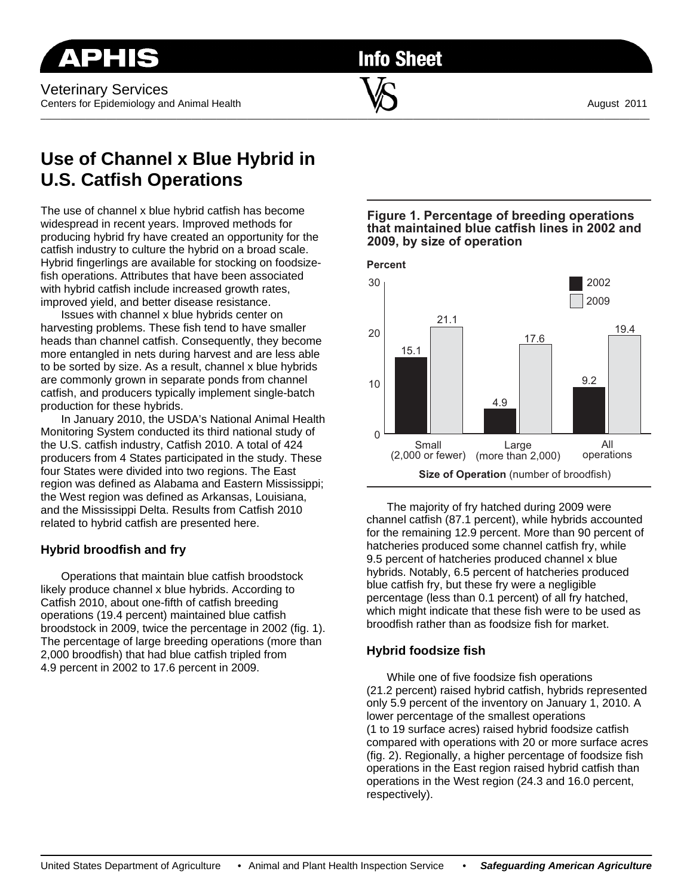APHIS

Info Sheet

Veterinary Services
Centers for Epidemiology and Animal Health

August 2011

# Use of Channel x Blue Hybrid in U.S. Catfish Operations

The use of channel x blue hybrid catfish has become widespread in recent years. Improved methods for producing hybrid fry have created an opportunity for the catfish industry to culture the hybrid on a broad scale. Hybrid fingerlings are available for stocking on foodsize-fish operations. Attributes that have been associated with hybrid catfish include increased growth rates, improved yield, and better disease resistance.

Issues with channel x blue hybrids center on harvesting problems. These fish tend to have smaller heads than channel catfish. Consequently, they become more entangled in nets during harvest and are less able to be sorted by size. As a result, channel x blue hybrids are commonly grown in separate ponds from channel catfish, and producers typically implement single-batch production for these hybrids.

In January 2010, the USDA's National Animal Health Monitoring System conducted its third national study of the U.S. catfish industry, Catfish 2010. A total of 424 producers from 4 States participated in the study. These four States were divided into two regions. The East region was defined as Alabama and Eastern Mississippi; the West region was defined as Arkansas, Louisiana, and the Mississippi Delta. Results from Catfish 2010 related to hybrid catfish are presented here.

### Hybrid broodfish and fry

Operations that maintain blue catfish broodstock likely produce channel x blue hybrids. According to Catfish 2010, about one-fifth of catfish breeding operations (19.4 percent) maintained blue catfish broodstock in 2009, twice the percentage in 2002 (fig. 1). The percentage of large breeding operations (more than 2,000 broodfish) that had blue catfish tripled from 4.9 percent in 2002 to 17.6 percent in 2009.

**Figure 1. Percentage of breeding operations that maintained blue catfish lines in 2002 and 2009, by size of operation**

| Size of Operation (number of broodfish) | 2002 (Percent) | 2009 (Percent) |
|---|---|---|
| Small (2,000 or fewer) | 15.1 | 21.1 |
| Large (more than 2,000) | 4.9 | 17.6 |
| All operations | 9.2 | 19.4 |

The majority of fry hatched during 2009 were channel catfish (87.1 percent), while hybrids accounted for the remaining 12.9 percent. More than 90 percent of hatcheries produced some channel catfish fry, while 9.5 percent of hatcheries produced channel x blue hybrids. Notably, 6.5 percent of hatcheries produced blue catfish fry, but these fry were a negligible percentage (less than 0.1 percent) of all fry hatched, which might indicate that these fish were to be used as broodfish rather than as foodsize fish for market.

### Hybrid foodsize fish

While one of five foodsize fish operations (21.2 percent) raised hybrid catfish, hybrids represented only 5.9 percent of the inventory on January 1, 2010. A lower percentage of the smallest operations (1 to 19 surface acres) raised hybrid foodsize catfish compared with operations with 20 or more surface acres (fig. 2). Regionally, a higher percentage of foodsize fish operations in the East region raised hybrid catfish than operations in the West region (24.3 and 16.0 percent, respectively).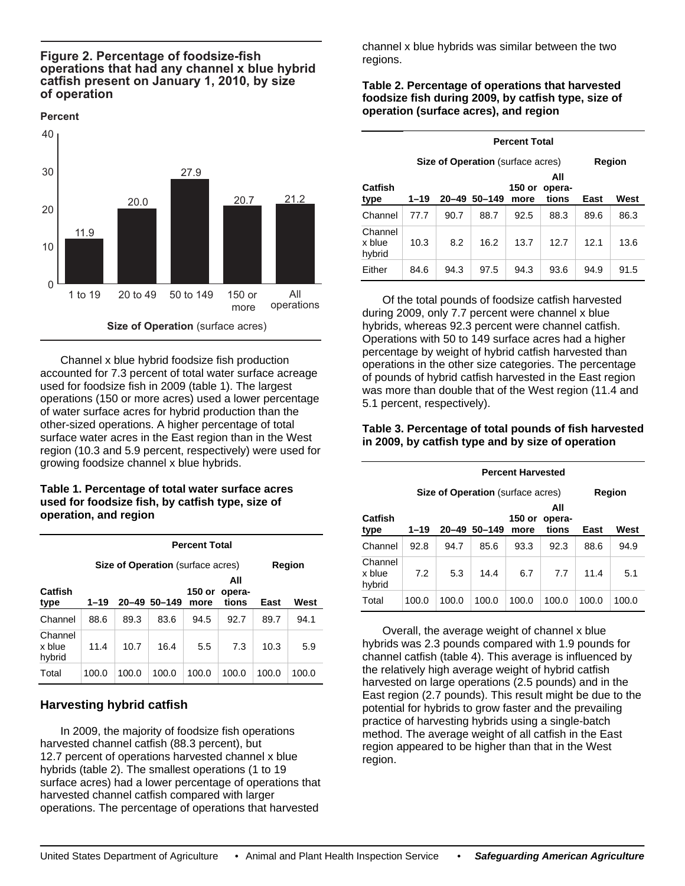**Figure 2. Percentage of foodsize-fish operations that had any channel x blue hybrid catfish present on January 1, 2010, by size of operation**

| Size of Operation (surface acres) | Percent |
|---|---|
| 1 to 19 | 11.9 |
| 20 to 49 | 20.0 |
| 50 to 149 | 27.9 |
| 150 or more | 20.7 |
| All operations | 21.2 |

Channel x blue hybrid foodsize fish production accounted for 7.3 percent of total water surface acreage used for foodsize fish in 2009 (table 1). The largest operations (150 or more acres) used a lower percentage of water surface acres for hybrid production than the other-sized operations. A higher percentage of total surface water acres in the East region than in the West region (10.3 and 5.9 percent, respectively) were used for growing foodsize channel x blue hybrids.

**Table 1. Percentage of total water surface acres used for foodsize fish, by catfish type, size of operation, and region**

| | Percent Total | | | | | | |
|---|---|---|---|---|---|---|---|
| | Size of Operation (surface acres) | | | | | Region | |
| Catfish type | 1–19 | 20–49 | 50–149 | 150 or more | All operations | East | West |
| Channel | 88.6 | 89.3 | 83.6 | 94.5 | 92.7 | 89.7 | 94.1 |
| Channel x blue hybrid | 11.4 | 10.7 | 16.4 | 5.5 | 7.3 | 10.3 | 5.9 |
| Total | 100.0 | 100.0 | 100.0 | 100.0 | 100.0 | 100.0 | 100.0 |

## Harvesting hybrid catfish

In 2009, the majority of foodsize fish operations harvested channel catfish (88.3 percent), but 12.7 percent of operations harvested channel x blue hybrids (table 2). The smallest operations (1 to 19 surface acres) had a lower percentage of operations that harvested channel catfish compared with larger operations. The percentage of operations that harvested channel x blue hybrids was similar between the two regions.

**Table 2. Percentage of operations that harvested foodsize fish during 2009, by catfish type, size of operation (surface acres), and region**

| | Percent Total | | | | | | |
|---|---|---|---|---|---|---|---|
| | Size of Operation (surface acres) | | | | | Region | |
| Catfish type | 1–19 | 20–49 | 50–149 | 150 or more | All operations | East | West |
| Channel | 77.7 | 90.7 | 88.7 | 92.5 | 88.3 | 89.6 | 86.3 |
| Channel x blue hybrid | 10.3 | 8.2 | 16.2 | 13.7 | 12.7 | 12.1 | 13.6 |
| Either | 84.6 | 94.3 | 97.5 | 94.3 | 93.6 | 94.9 | 91.5 |

Of the total pounds of foodsize catfish harvested during 2009, only 7.7 percent were channel x blue hybrids, whereas 92.3 percent were channel catfish. Operations with 50 to 149 surface acres had a higher percentage by weight of hybrid catfish harvested than operations in the other size categories. The percentage of pounds of hybrid catfish harvested in the East region was more than double that of the West region (11.4 and 5.1 percent, respectively).

**Table 3. Percentage of total pounds of fish harvested in 2009, by catfish type and by size of operation**

| | Percent Harvested | | | | | | |
|---|---|---|---|---|---|---|---|
| | Size of Operation (surface acres) | | | | | Region | |
| Catfish type | 1–19 | 20–49 | 50–149 | 150 or more | All operations | East | West |
| Channel | 92.8 | 94.7 | 85.6 | 93.3 | 92.3 | 88.6 | 94.9 |
| Channel x blue hybrid | 7.2 | 5.3 | 14.4 | 6.7 | 7.7 | 11.4 | 5.1 |
| Total | 100.0 | 100.0 | 100.0 | 100.0 | 100.0 | 100.0 | 100.0 |

Overall, the average weight of channel x blue hybrids was 2.3 pounds compared with 1.9 pounds for channel catfish (table 4). This average is influenced by the relatively high average weight of hybrid catfish harvested on large operations (2.5 pounds) and in the East region (2.7 pounds). This result might be due to the potential for hybrids to grow faster and the prevailing practice of harvesting hybrids using a single-batch method. The average weight of all catfish in the East region appeared to be higher than that in the West region.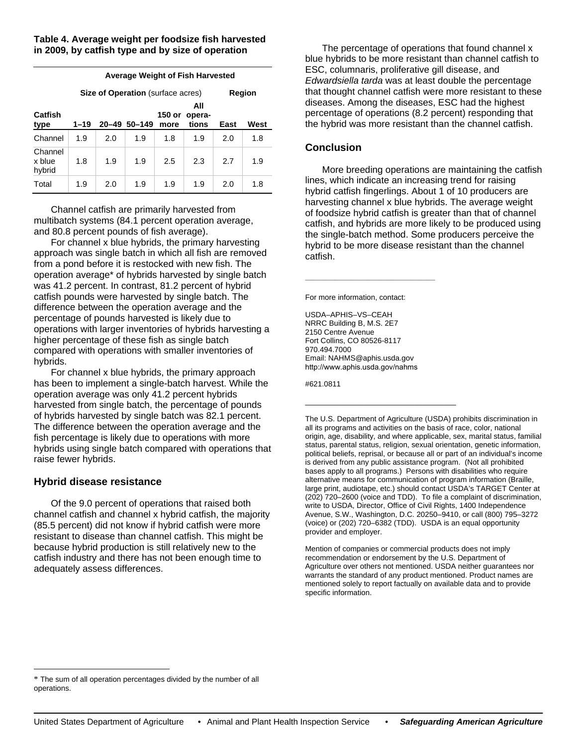**Table 4. Average weight per foodsize fish harvested in 2009, by catfish type and by size of operation**

| | Average Weight of Fish Harvested | | | | | | |
|---|---|---|---|---|---|---|---|
| | Size of Operation (surface acres) | | | | | Region | |
| Catfish type | 1–19 | 20–49 | 50–149 | 150 or more | All operations | East | West |
| Channel | 1.9 | 2.0 | 1.9 | 1.8 | 1.9 | 2.0 | 1.8 |
| Channel x blue hybrid | 1.8 | 1.9 | 1.9 | 2.5 | 2.3 | 2.7 | 1.9 |
| Total | 1.9 | 2.0 | 1.9 | 1.9 | 1.9 | 2.0 | 1.8 |

Channel catfish are primarily harvested from multibatch systems (84.1 percent operation average, and 80.8 percent pounds of fish average).

For channel x blue hybrids, the primary harvesting approach was single batch in which all fish are removed from a pond before it is restocked with new fish. The operation average* of hybrids harvested by single batch was 41.2 percent. In contrast, 81.2 percent of hybrid catfish pounds were harvested by single batch. The difference between the operation average and the percentage of pounds harvested is likely due to operations with larger inventories of hybrids harvesting a higher percentage of these fish as single batch compared with operations with smaller inventories of hybrids.

For channel x blue hybrids, the primary approach has been to implement a single-batch harvest. While the operation average was only 41.2 percent hybrids harvested from single batch, the percentage of pounds of hybrids harvested by single batch was 82.1 percent. The difference between the operation average and the fish percentage is likely due to operations with more hybrids using single batch compared with operations that raise fewer hybrids.

## Hybrid disease resistance

Of the 9.0 percent of operations that raised both channel catfish and channel x hybrid catfish, the majority (85.5 percent) did not know if hybrid catfish were more resistant to disease than channel catfish. This might be because hybrid production is still relatively new to the catfish industry and there has not been enough time to adequately assess differences.

The percentage of operations that found channel x blue hybrids to be more resistant than channel catfish to ESC, columnaris, proliferative gill disease, and *Edwardsiella tarda* was at least double the percentage that thought channel catfish were more resistant to these diseases. Among the diseases, ESC had the highest percentage of operations (8.2 percent) responding that the hybrid was more resistant than the channel catfish.

## Conclusion

More breeding operations are maintaining the catfish lines, which indicate an increasing trend for raising hybrid catfish fingerlings. About 1 of 10 producers are harvesting channel x blue hybrids. The average weight of foodsize hybrid catfish is greater than that of channel catfish, and hybrids are more likely to be produced using the single-batch method. Some producers perceive the hybrid to be more disease resistant than the channel catfish.

For more information, contact:

USDA–APHIS–VS–CEAH
NRRC Building B, M.S. 2E7
2150 Centre Avenue
Fort Collins, CO 80526-8117
970.494.7000
Email: NAHMS@aphis.usda.gov
http://www.aphis.usda.gov/nahms

#621.0811

The U.S. Department of Agriculture (USDA) prohibits discrimination in all its programs and activities on the basis of race, color, national origin, age, disability, and where applicable, sex, marital status, familial status, parental status, religion, sexual orientation, genetic information, political beliefs, reprisal, or because all or part of an individual's income is derived from any public assistance program. (Not all prohibited bases apply to all programs.) Persons with disabilities who require alternative means for communication of program information (Braille, large print, audiotape, etc.) should contact USDA's TARGET Center at (202) 720–2600 (voice and TDD). To file a complaint of discrimination, write to USDA, Director, Office of Civil Rights, 1400 Independence Avenue, S.W., Washington, D.C. 20250–9410, or call (800) 795–3272 (voice) or (202) 720–6382 (TDD). USDA is an equal opportunity provider and employer.

Mention of companies or commercial products does not imply recommendation or endorsement by the U.S. Department of Agriculture over others not mentioned. USDA neither guarantees nor warrants the standard of any product mentioned. Product names are mentioned solely to report factually on available data and to provide specific information.

* The sum of all operation percentages divided by the number of all operations.